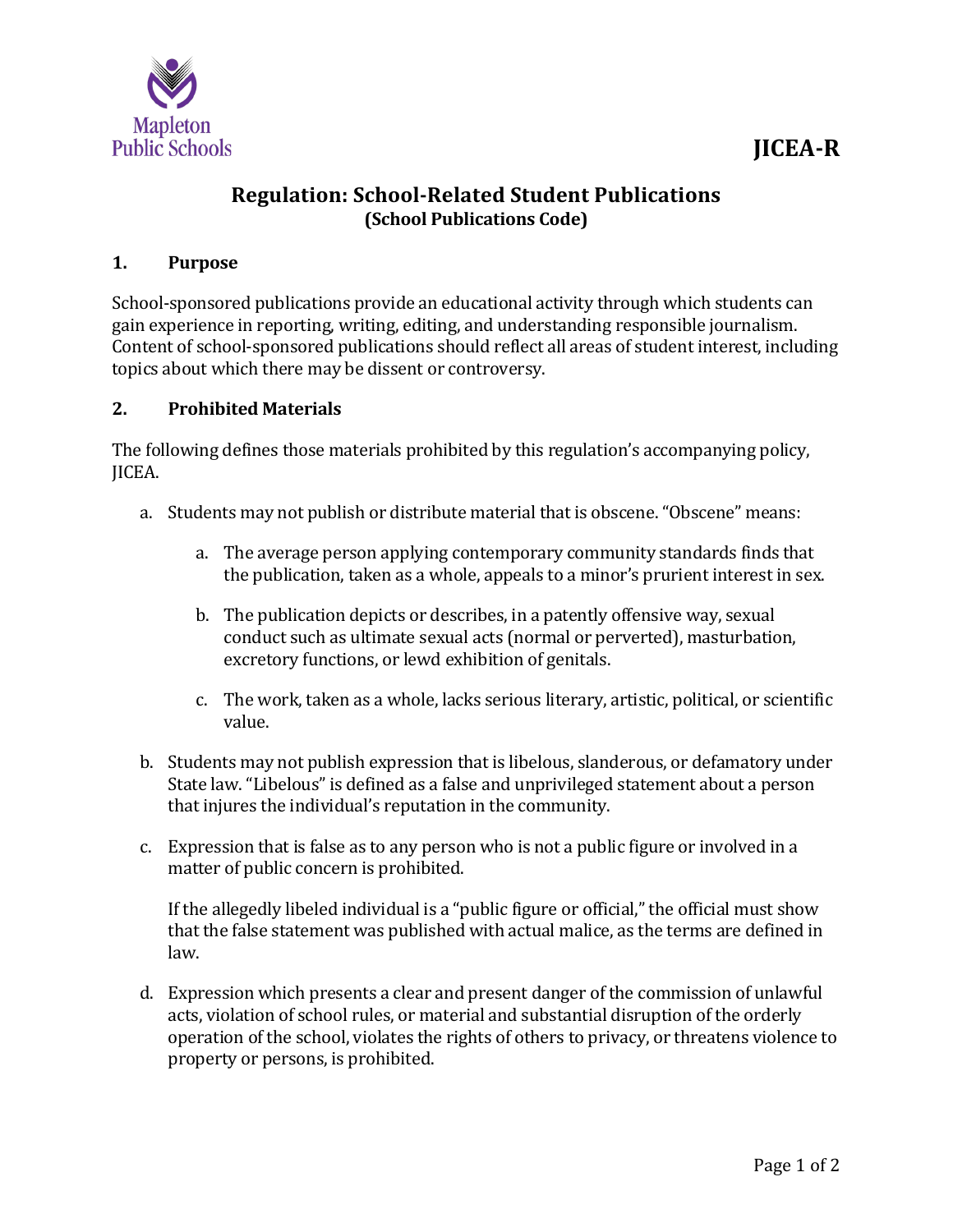JICEA-R

## Regulation: School-Related Student Publications
**(School Publications Code)**

### 1. Purpose

School-sponsored publications provide an educational activity through which students can gain experience in reporting, writing, editing, and understanding responsible journalism. Content of school-sponsored publications should reflect all areas of student interest, including topics about which there may be dissent or controversy.

### 2. Prohibited Materials

The following defines those materials prohibited by this regulation's accompanying policy, JICEA.

a. Students may not publish or distribute material that is obscene. "Obscene" means:

   a. The average person applying contemporary community standards finds that the publication, taken as a whole, appeals to a minor's prurient interest in sex.

   b. The publication depicts or describes, in a patently offensive way, sexual conduct such as ultimate sexual acts (normal or perverted), masturbation, excretory functions, or lewd exhibition of genitals.

   c. The work, taken as a whole, lacks serious literary, artistic, political, or scientific value.

b. Students may not publish expression that is libelous, slanderous, or defamatory under State law. "Libelous" is defined as a false and unprivileged statement about a person that injures the individual's reputation in the community.

c. Expression that is false as to any person who is not a public figure or involved in a matter of public concern is prohibited.

   If the allegedly libeled individual is a "public figure or official," the official must show that the false statement was published with actual malice, as the terms are defined in law.

d. Expression which presents a clear and present danger of the commission of unlawful acts, violation of school rules, or material and substantial disruption of the orderly operation of the school, violates the rights of others to privacy, or threatens violence to property or persons, is prohibited.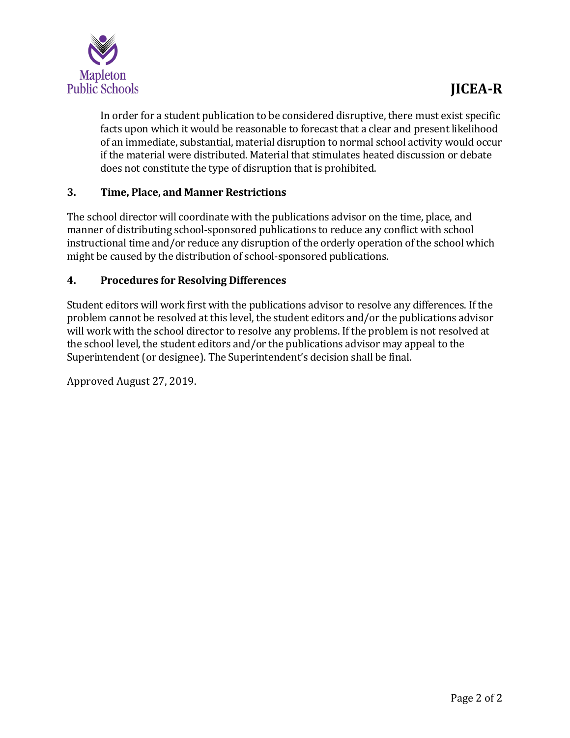In order for a student publication to be considered disruptive, there must exist specific facts upon which it would be reasonable to forecast that a clear and present likelihood of an immediate, substantial, material disruption to normal school activity would occur if the material were distributed. Material that stimulates heated discussion or debate does not constitute the type of disruption that is prohibited.

## 3. Time, Place, and Manner Restrictions

The school director will coordinate with the publications advisor on the time, place, and manner of distributing school-sponsored publications to reduce any conflict with school instructional time and/or reduce any disruption of the orderly operation of the school which might be caused by the distribution of school-sponsored publications.

## 4. Procedures for Resolving Differences

Student editors will work first with the publications advisor to resolve any differences. If the problem cannot be resolved at this level, the student editors and/or the publications advisor will work with the school director to resolve any problems. If the problem is not resolved at the school level, the student editors and/or the publications advisor may appeal to the Superintendent (or designee). The Superintendent's decision shall be final.

Approved August 27, 2019.